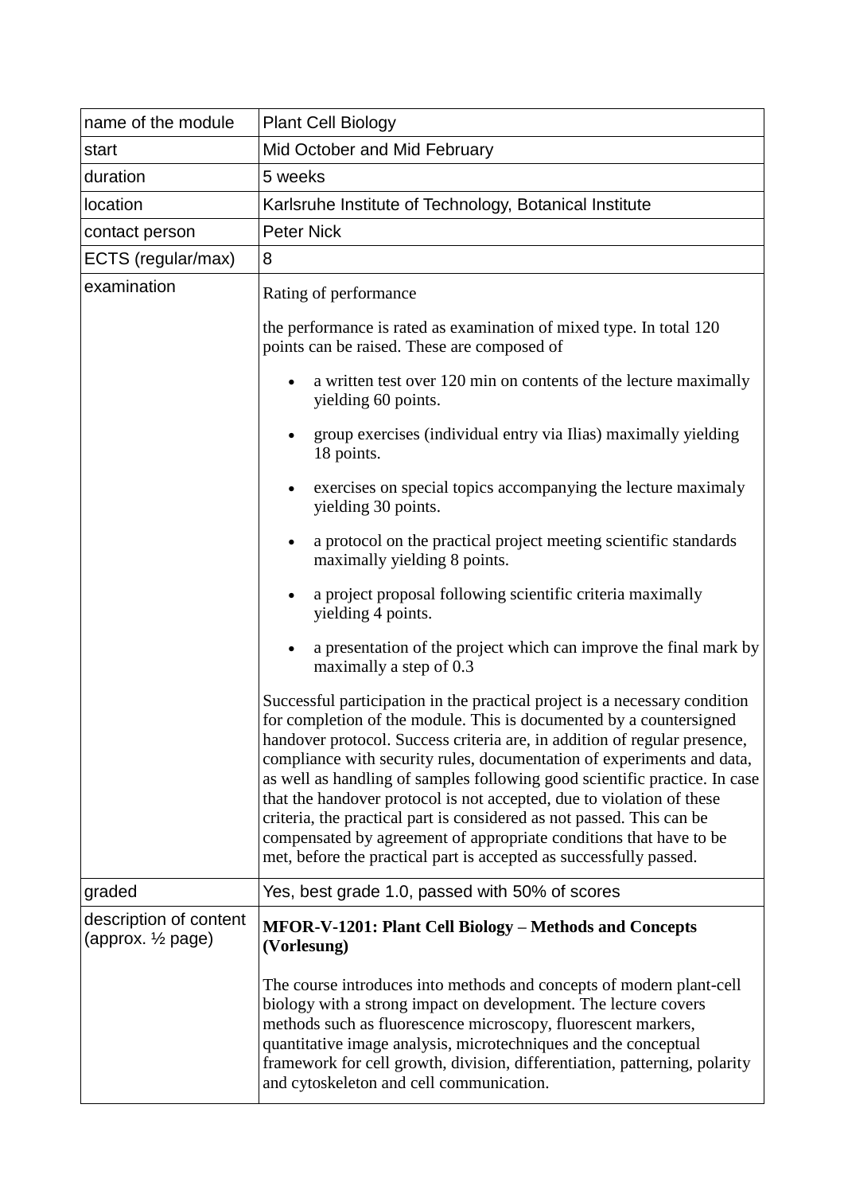| name of the module | Plant Cell Biology |
|---|---|
| start | Mid October and Mid February |
| duration | 5 weeks |
| location | Karlsruhe Institute of Technology, Botanical Institute |
| contact person | Peter Nick |
| ECTS (regular/max) | 8 |
| examination | Rating of performance<br><br>the performance is rated as examination of mixed type. In total 120 points can be raised. These are composed of<br><br>• a written test over 120 min on contents of the lecture maximally yielding 60 points.<br>• group exercises (individual entry via Ilias) maximally yielding 18 points.<br>• exercises on special topics accompanying the lecture maximaly yielding 30 points.<br>• a protocol on the practical project meeting scientific standards maximally yielding 8 points.<br>• a project proposal following scientific criteria maximally yielding 4 points.<br>• a presentation of the project which can improve the final mark by maximally a step of 0.3<br><br>Successful participation in the practical project is a necessary condition for completion of the module. This is documented by a countersigned handover protocol. Success criteria are, in addition of regular presence, compliance with security rules, documentation of experiments and data, as well as handling of samples following good scientific practice. In case that the handover protocol is not accepted, due to violation of these criteria, the practical part is considered as not passed. This can be compensated by agreement of appropriate conditions that have to be met, before the practical part is accepted as successfully passed. |
| graded | Yes, best grade 1.0, passed with 50% of scores |
| description of content (approx. ½ page) | **MFOR-V-1201: Plant Cell Biology – Methods and Concepts (Vorlesung)**<br><br>The course introduces into methods and concepts of modern plant-cell biology with a strong impact on development. The lecture covers methods such as fluorescence microscopy, fluorescent markers, quantitative image analysis, microtechniques and the conceptual framework for cell growth, division, differentiation, patterning, polarity and cytoskeleton and cell communication. |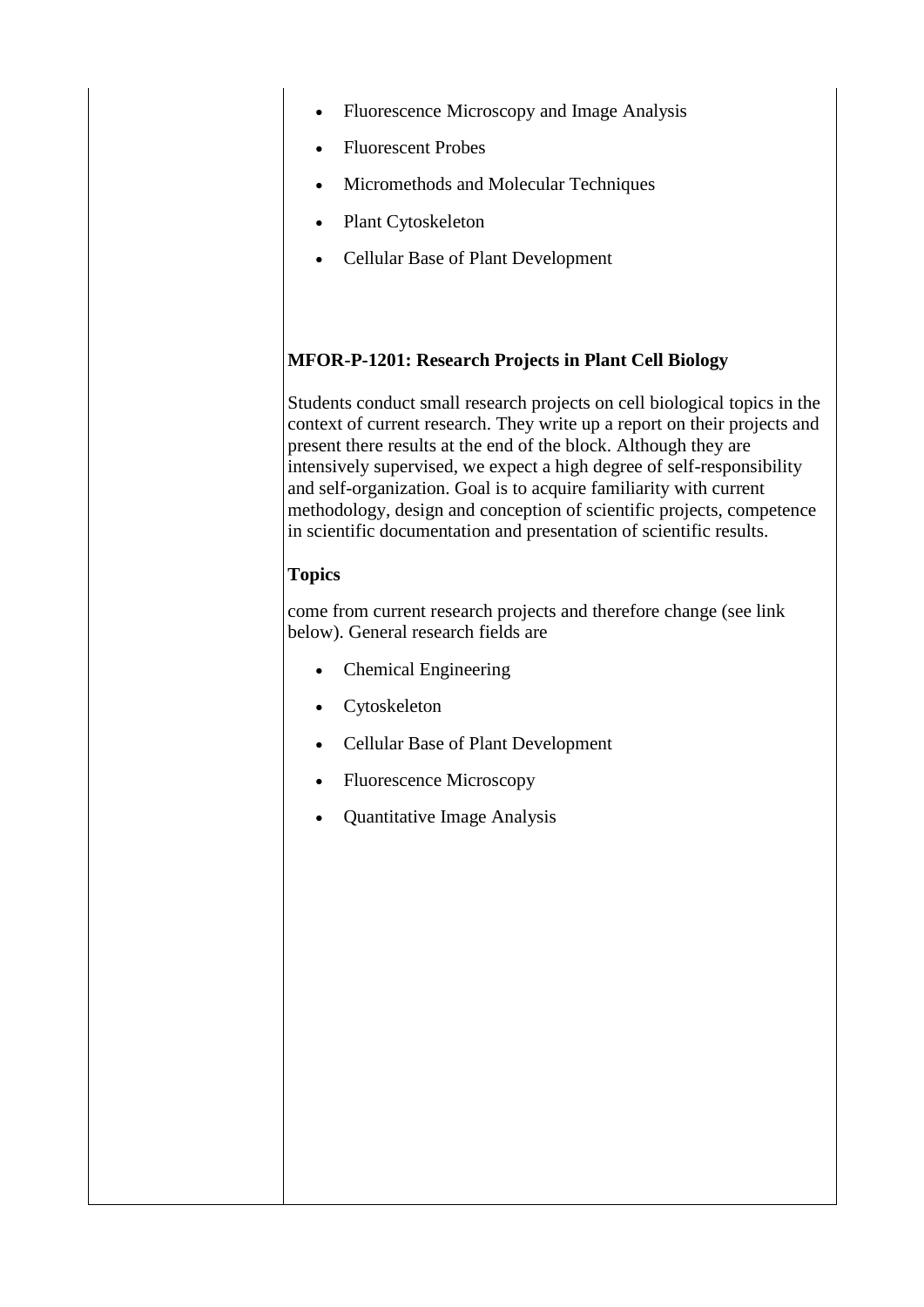- Fluorescence Microscopy and Image Analysis
- Fluorescent Probes
- Micromethods and Molecular Techniques
- Plant Cytoskeleton
- Cellular Base of Plant Development

**MFOR-P-1201: Research Projects in Plant Cell Biology**

Students conduct small research projects on cell biological topics in the context of current research. They write up a report on their projects and present there results at the end of the block. Although they are intensively supervised, we expect a high degree of self-responsibility and self-organization. Goal is to acquire familiarity with current methodology, design and conception of scientific projects, competence in scientific documentation and presentation of scientific results.

**Topics**

come from current research projects and therefore change (see link below). General research fields are

- Chemical Engineering
- Cytoskeleton
- Cellular Base of Plant Development
- Fluorescence Microscopy
- Quantitative Image Analysis